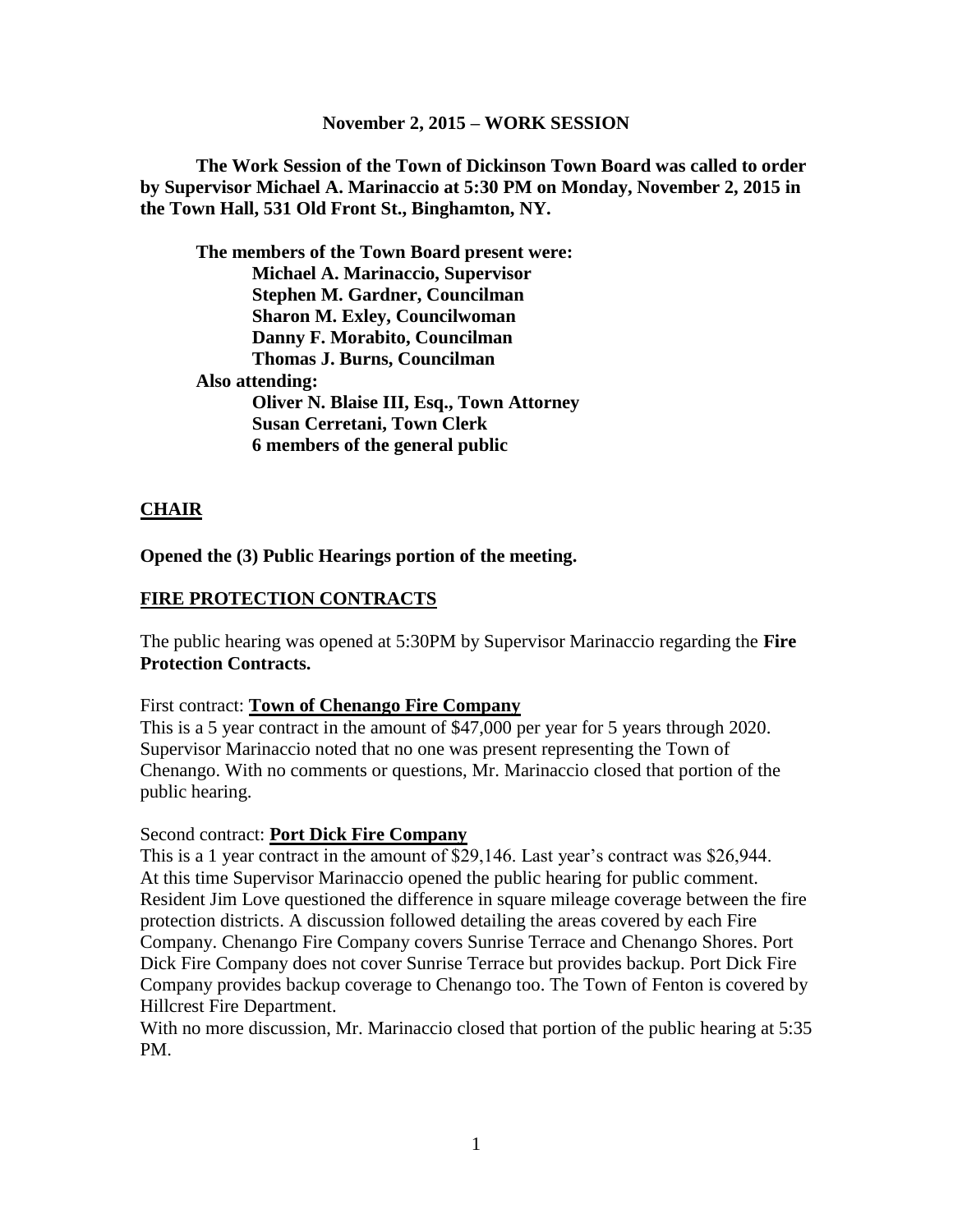**November 2, 2015 – WORK SESSION**

**The Work Session of the Town of Dickinson Town Board was called to order by Supervisor Michael A. Marinaccio at 5:30 PM on Monday, November 2, 2015 in the Town Hall, 531 Old Front St., Binghamton, NY.**

**The members of the Town Board present were:**
**Michael A. Marinaccio, Supervisor**
**Stephen M. Gardner, Councilman**
**Sharon M. Exley, Councilwoman**
**Danny F. Morabito, Councilman**
**Thomas J. Burns, Councilman**

**Also attending:**
**Oliver N. Blaise III, Esq., Town Attorney**
**Susan Cerretani, Town Clerk**
**6 members of the general public**

## CHAIR

**Opened the (3) Public Hearings portion of the meeting.**

## FIRE PROTECTION CONTRACTS

The public hearing was opened at 5:30PM by Supervisor Marinaccio regarding the **Fire Protection Contracts.**

First contract: **Town of Chenango Fire Company**

This is a 5 year contract in the amount of $47,000 per year for 5 years through 2020. Supervisor Marinaccio noted that no one was present representing the Town of Chenango. With no comments or questions, Mr. Marinaccio closed that portion of the public hearing.

Second contract: **Port Dick Fire Company**

This is a 1 year contract in the amount of $29,146. Last year's contract was $26,944. At this time Supervisor Marinaccio opened the public hearing for public comment. Resident Jim Love questioned the difference in square mileage coverage between the fire protection districts. A discussion followed detailing the areas covered by each Fire Company. Chenango Fire Company covers Sunrise Terrace and Chenango Shores. Port Dick Fire Company does not cover Sunrise Terrace but provides backup. Port Dick Fire Company provides backup coverage to Chenango too. The Town of Fenton is covered by Hillcrest Fire Department.

With no more discussion, Mr. Marinaccio closed that portion of the public hearing at 5:35 PM.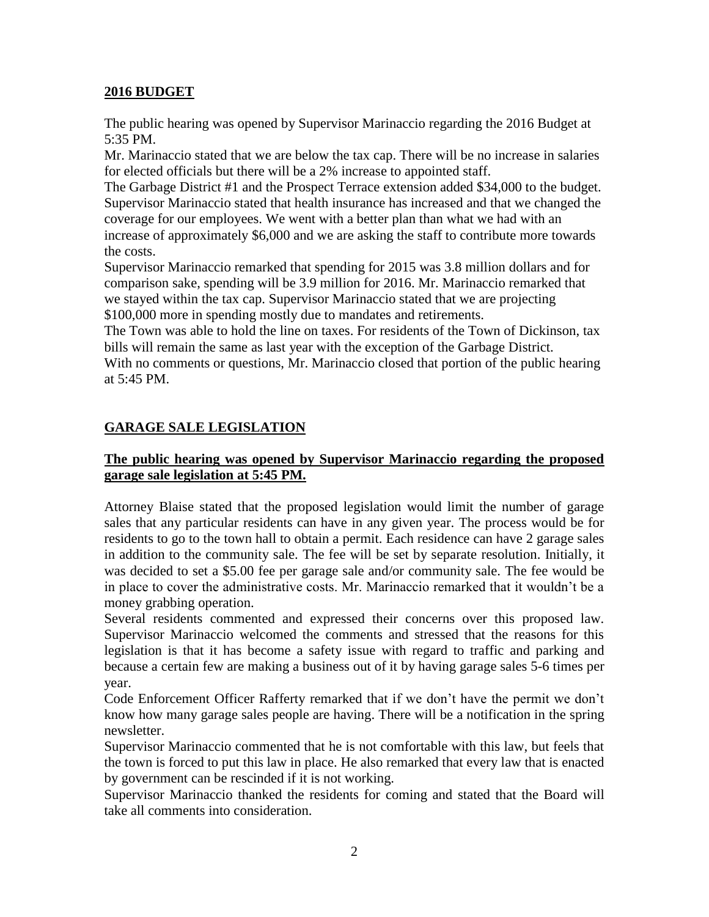## 2016 BUDGET

The public hearing was opened by Supervisor Marinaccio regarding the 2016 Budget at 5:35 PM.

Mr. Marinaccio stated that we are below the tax cap. There will be no increase in salaries for elected officials but there will be a 2% increase to appointed staff.

The Garbage District #1 and the Prospect Terrace extension added $34,000 to the budget. Supervisor Marinaccio stated that health insurance has increased and that we changed the coverage for our employees. We went with a better plan than what we had with an increase of approximately $6,000 and we are asking the staff to contribute more towards the costs.

Supervisor Marinaccio remarked that spending for 2015 was 3.8 million dollars and for comparison sake, spending will be 3.9 million for 2016. Mr. Marinaccio remarked that we stayed within the tax cap. Supervisor Marinaccio stated that we are projecting $100,000 more in spending mostly due to mandates and retirements.

The Town was able to hold the line on taxes. For residents of the Town of Dickinson, tax bills will remain the same as last year with the exception of the Garbage District.

With no comments or questions, Mr. Marinaccio closed that portion of the public hearing at 5:45 PM.

## GARAGE SALE LEGISLATION

**The public hearing was opened by Supervisor Marinaccio regarding the proposed garage sale legislation at 5:45 PM.**

Attorney Blaise stated that the proposed legislation would limit the number of garage sales that any particular residents can have in any given year. The process would be for residents to go to the town hall to obtain a permit. Each residence can have 2 garage sales in addition to the community sale. The fee will be set by separate resolution. Initially, it was decided to set a $5.00 fee per garage sale and/or community sale. The fee would be in place to cover the administrative costs. Mr. Marinaccio remarked that it wouldn't be a money grabbing operation.

Several residents commented and expressed their concerns over this proposed law. Supervisor Marinaccio welcomed the comments and stressed that the reasons for this legislation is that it has become a safety issue with regard to traffic and parking and because a certain few are making a business out of it by having garage sales 5-6 times per year.

Code Enforcement Officer Rafferty remarked that if we don't have the permit we don't know how many garage sales people are having. There will be a notification in the spring newsletter.

Supervisor Marinaccio commented that he is not comfortable with this law, but feels that the town is forced to put this law in place. He also remarked that every law that is enacted by government can be rescinded if it is not working.

Supervisor Marinaccio thanked the residents for coming and stated that the Board will take all comments into consideration.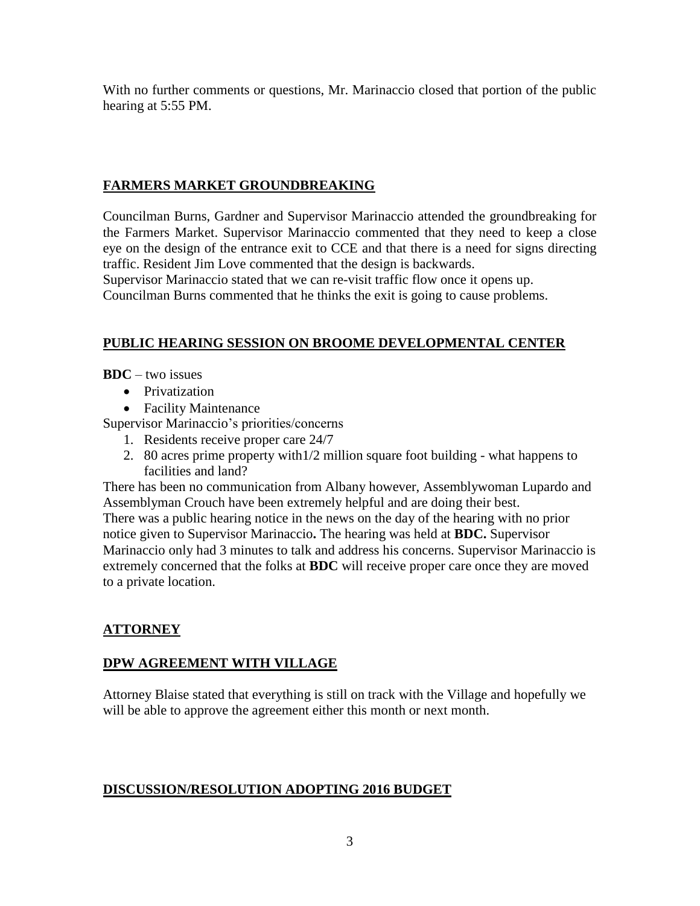With no further comments or questions, Mr. Marinaccio closed that portion of the public hearing at 5:55 PM.

## FARMERS MARKET GROUNDBREAKING

Councilman Burns, Gardner and Supervisor Marinaccio attended the groundbreaking for the Farmers Market. Supervisor Marinaccio commented that they need to keep a close eye on the design of the entrance exit to CCE and that there is a need for signs directing traffic. Resident Jim Love commented that the design is backwards.
Supervisor Marinaccio stated that we can re-visit traffic flow once it opens up.
Councilman Burns commented that he thinks the exit is going to cause problems.

## PUBLIC HEARING SESSION ON BROOME DEVELOPMENTAL CENTER

**BDC** – two issues

- Privatization
- Facility Maintenance

Supervisor Marinaccio's priorities/concerns

1. Residents receive proper care 24/7
2. 80 acres prime property with1/2 million square foot building - what happens to facilities and land?

There has been no communication from Albany however, Assemblywoman Lupardo and Assemblyman Crouch have been extremely helpful and are doing their best.
There was a public hearing notice in the news on the day of the hearing with no prior notice given to Supervisor Marinaccio**.** The hearing was held at **BDC.** Supervisor Marinaccio only had 3 minutes to talk and address his concerns. Supervisor Marinaccio is extremely concerned that the folks at **BDC** will receive proper care once they are moved to a private location.

## ATTORNEY

## DPW AGREEMENT WITH VILLAGE

Attorney Blaise stated that everything is still on track with the Village and hopefully we will be able to approve the agreement either this month or next month.

## DISCUSSION/RESOLUTION ADOPTING 2016 BUDGET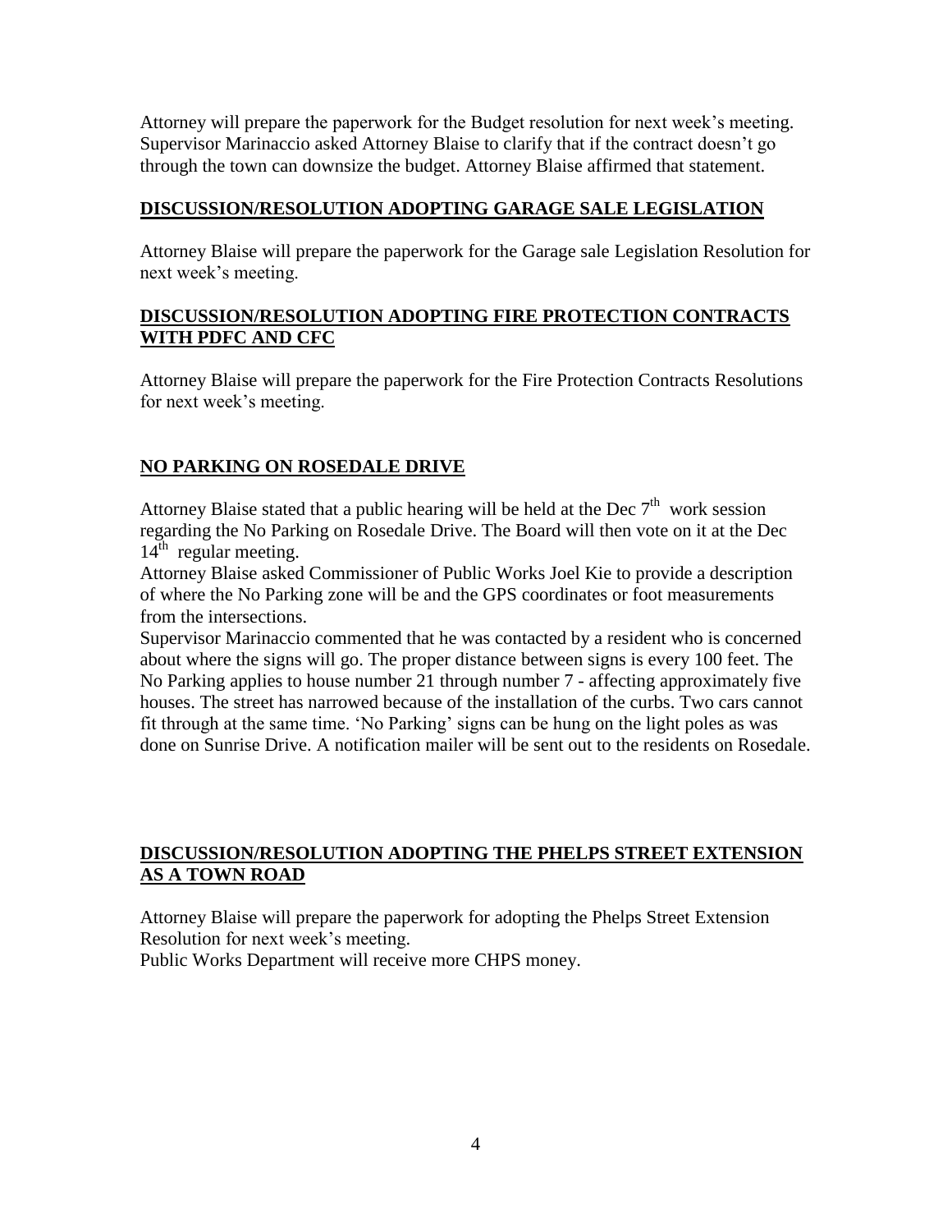Attorney will prepare the paperwork for the Budget resolution for next week's meeting. Supervisor Marinaccio asked Attorney Blaise to clarify that if the contract doesn't go through the town can downsize the budget. Attorney Blaise affirmed that statement.

**DISCUSSION/RESOLUTION ADOPTING GARAGE SALE LEGISLATION**

Attorney Blaise will prepare the paperwork for the Garage sale Legislation Resolution for next week's meeting.

**DISCUSSION/RESOLUTION ADOPTING FIRE PROTECTION CONTRACTS WITH PDFC AND CFC**

Attorney Blaise will prepare the paperwork for the Fire Protection Contracts Resolutions for next week's meeting.

**NO PARKING ON ROSEDALE DRIVE**

Attorney Blaise stated that a public hearing will be held at the Dec 7th work session regarding the No Parking on Rosedale Drive. The Board will then vote on it at the Dec 14th regular meeting.

Attorney Blaise asked Commissioner of Public Works Joel Kie to provide a description of where the No Parking zone will be and the GPS coordinates or foot measurements from the intersections.

Supervisor Marinaccio commented that he was contacted by a resident who is concerned about where the signs will go. The proper distance between signs is every 100 feet. The No Parking applies to house number 21 through number 7 - affecting approximately five houses. The street has narrowed because of the installation of the curbs. Two cars cannot fit through at the same time. 'No Parking' signs can be hung on the light poles as was done on Sunrise Drive. A notification mailer will be sent out to the residents on Rosedale.

**DISCUSSION/RESOLUTION ADOPTING THE PHELPS STREET EXTENSION AS A TOWN ROAD**

Attorney Blaise will prepare the paperwork for adopting the Phelps Street Extension Resolution for next week's meeting.

Public Works Department will receive more CHPS money.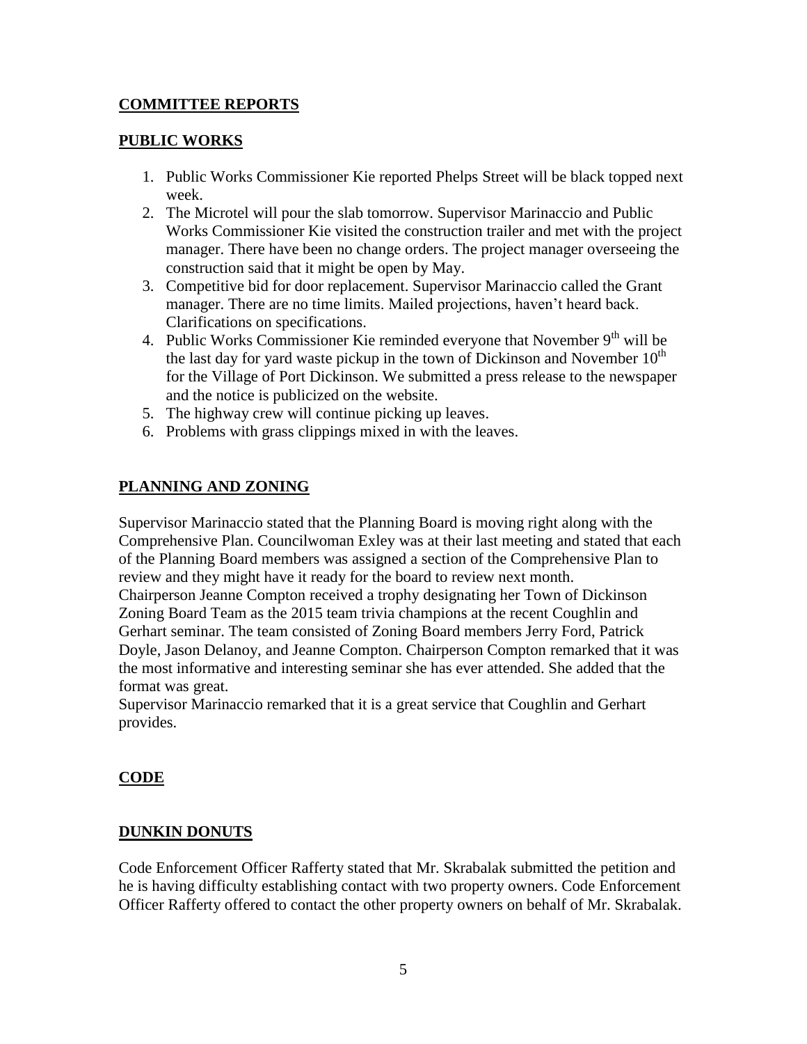## COMMITTEE REPORTS

## PUBLIC WORKS

1. Public Works Commissioner Kie reported Phelps Street will be black topped next week.
2. The Microtel will pour the slab tomorrow. Supervisor Marinaccio and Public Works Commissioner Kie visited the construction trailer and met with the project manager. There have been no change orders. The project manager overseeing the construction said that it might be open by May.
3. Competitive bid for door replacement. Supervisor Marinaccio called the Grant manager. There are no time limits. Mailed projections, haven't heard back. Clarifications on specifications.
4. Public Works Commissioner Kie reminded everyone that November 9th will be the last day for yard waste pickup in the town of Dickinson and November 10th for the Village of Port Dickinson. We submitted a press release to the newspaper and the notice is publicized on the website.
5. The highway crew will continue picking up leaves.
6. Problems with grass clippings mixed in with the leaves.

## PLANNING AND ZONING

Supervisor Marinaccio stated that the Planning Board is moving right along with the Comprehensive Plan. Councilwoman Exley was at their last meeting and stated that each of the Planning Board members was assigned a section of the Comprehensive Plan to review and they might have it ready for the board to review next month.
Chairperson Jeanne Compton received a trophy designating her Town of Dickinson Zoning Board Team as the 2015 team trivia champions at the recent Coughlin and Gerhart seminar. The team consisted of Zoning Board members Jerry Ford, Patrick Doyle, Jason Delanoy, and Jeanne Compton. Chairperson Compton remarked that it was the most informative and interesting seminar she has ever attended. She added that the format was great.
Supervisor Marinaccio remarked that it is a great service that Coughlin and Gerhart provides.

## CODE

## DUNKIN DONUTS

Code Enforcement Officer Rafferty stated that Mr. Skrabalak submitted the petition and he is having difficulty establishing contact with two property owners. Code Enforcement Officer Rafferty offered to contact the other property owners on behalf of Mr. Skrabalak.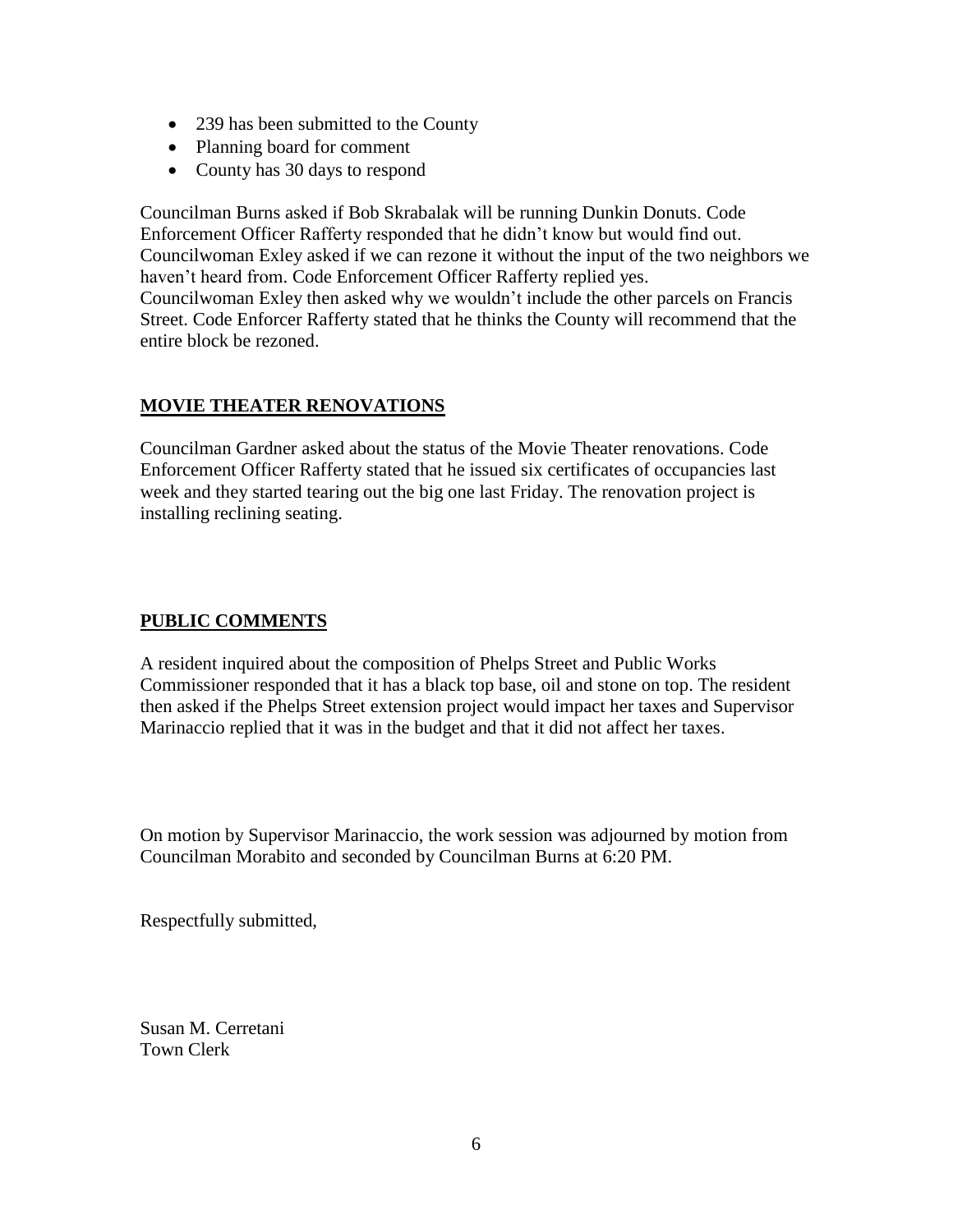- 239 has been submitted to the County
- Planning board for comment
- County has 30 days to respond

Councilman Burns asked if Bob Skrabalak will be running Dunkin Donuts. Code Enforcement Officer Rafferty responded that he didn't know but would find out. Councilwoman Exley asked if we can rezone it without the input of the two neighbors we haven't heard from. Code Enforcement Officer Rafferty replied yes.
Councilwoman Exley then asked why we wouldn't include the other parcels on Francis Street. Code Enforcer Rafferty stated that he thinks the County will recommend that the entire block be rezoned.

## **MOVIE THEATER RENOVATIONS**

Councilman Gardner asked about the status of the Movie Theater renovations. Code Enforcement Officer Rafferty stated that he issued six certificates of occupancies last week and they started tearing out the big one last Friday. The renovation project is installing reclining seating.

## **PUBLIC COMMENTS**

A resident inquired about the composition of Phelps Street and Public Works Commissioner responded that it has a black top base, oil and stone on top. The resident then asked if the Phelps Street extension project would impact her taxes and Supervisor Marinaccio replied that it was in the budget and that it did not affect her taxes.

On motion by Supervisor Marinaccio, the work session was adjourned by motion from Councilman Morabito and seconded by Councilman Burns at 6:20 PM.

Respectfully submitted,

Susan M. Cerretani
Town Clerk